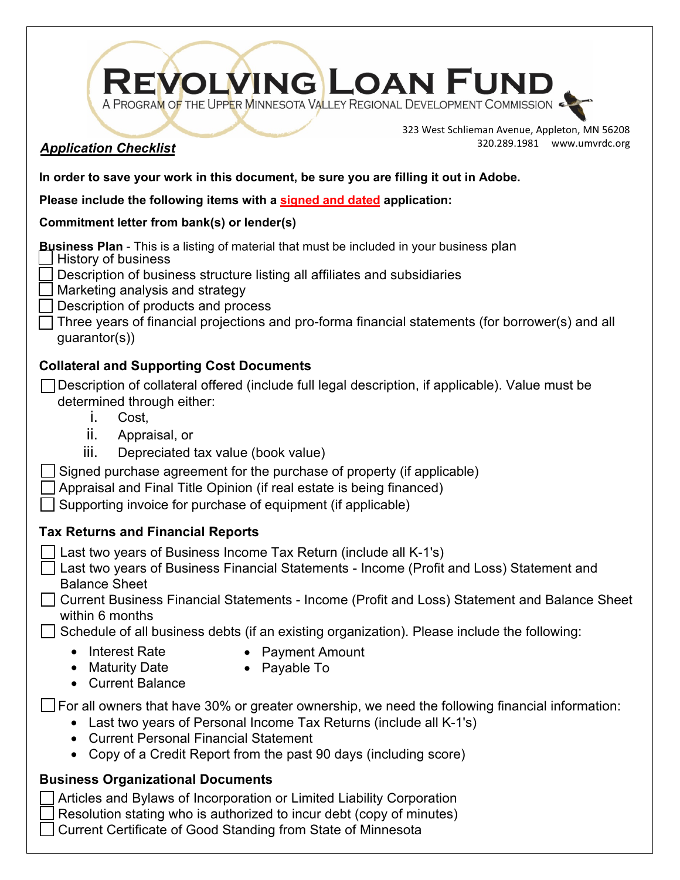# REVOLVING LOAN FUND

A PROGRAM OF THE UPPER MINNESOTA VALLEY REGIONAL DEVELOPMENT COMMISSION

323 West Schlieman Avenue, Appleton, MN 56208
320.289.1981 www.umvrdc.org

***Application Checklist***

**In order to save your work in this document, be sure you are filling it out in Adobe.**

**Please include the following items with a signed and dated application:**

**Commitment letter from bank(s) or lender(s)**

**Business Plan** - This is a listing of material that must be included in your business plan

- ☐ History of business
- ☐ Description of business structure listing all affiliates and subsidiaries
- ☐ Marketing analysis and strategy
- ☐ Description of products and process
- ☐ Three years of financial projections and pro-forma financial statements (for borrower(s) and all guarantor(s))

**Collateral and Supporting Cost Documents**

- ☐ Description of collateral offered (include full legal description, if applicable). Value must be determined through either:
  - i. Cost,
  - ii. Appraisal, or
  - iii. Depreciated tax value (book value)
- ☐ Signed purchase agreement for the purchase of property (if applicable)
- ☐ Appraisal and Final Title Opinion (if real estate is being financed)
- ☐ Supporting invoice for purchase of equipment (if applicable)

**Tax Returns and Financial Reports**

- ☐ Last two years of Business Income Tax Return (include all K-1's)
- ☐ Last two years of Business Financial Statements - Income (Profit and Loss) Statement and Balance Sheet
- ☐ Current Business Financial Statements - Income (Profit and Loss) Statement and Balance Sheet within 6 months
- ☐ Schedule of all business debts (if an existing organization). Please include the following:
  - Interest Rate
  - Maturity Date
  - Current Balance
  - Payment Amount
  - Payable To
- ☐ For all owners that have 30% or greater ownership, we need the following financial information:
  - Last two years of Personal Income Tax Returns (include all K-1's)
  - Current Personal Financial Statement
  - Copy of a Credit Report from the past 90 days (including score)

**Business Organizational Documents**

- ☐ Articles and Bylaws of Incorporation or Limited Liability Corporation
- ☐ Resolution stating who is authorized to incur debt (copy of minutes)
- ☐ Current Certificate of Good Standing from State of Minnesota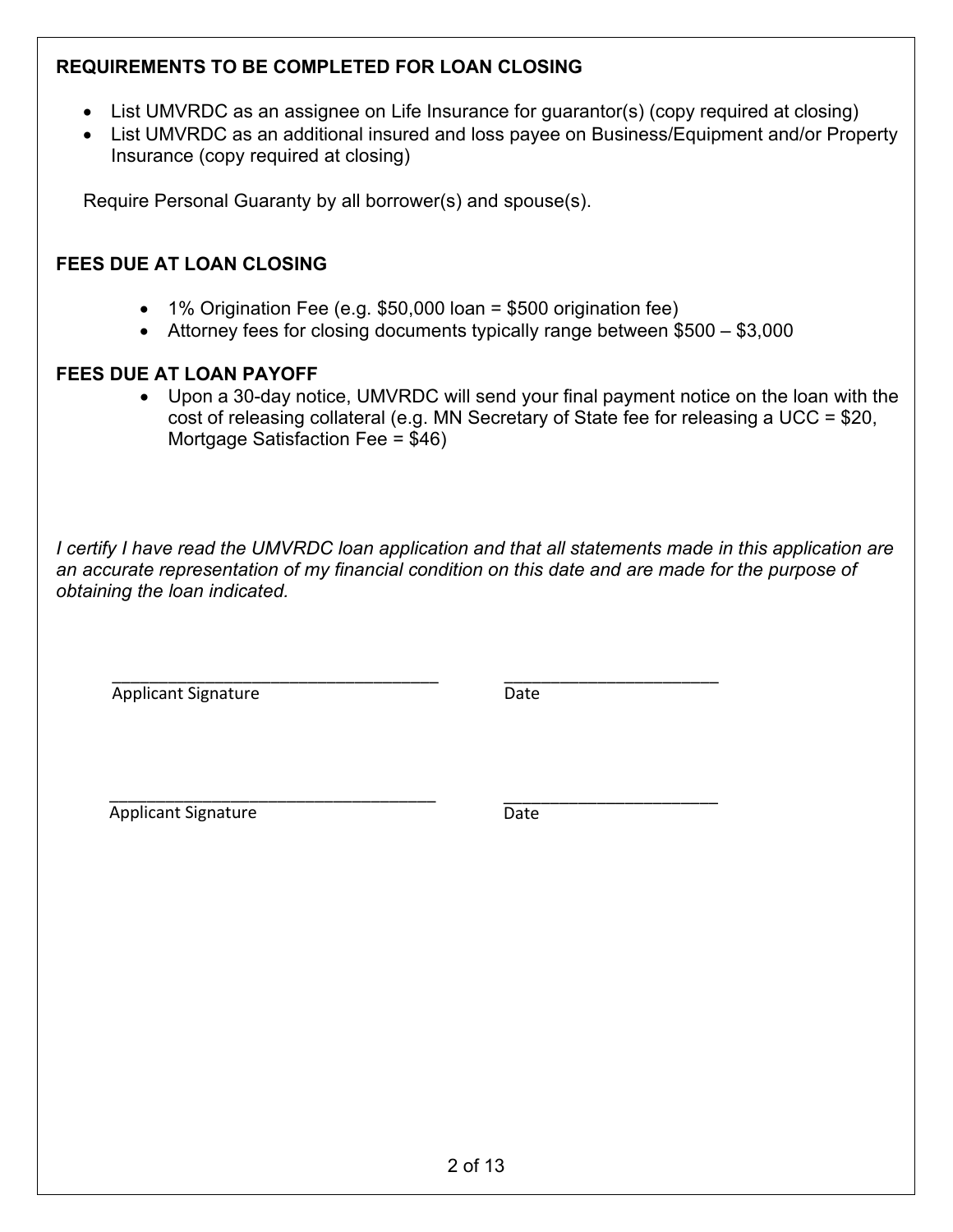## REQUIREMENTS TO BE COMPLETED FOR LOAN CLOSING

- List UMVRDC as an assignee on Life Insurance for guarantor(s) (copy required at closing)
- List UMVRDC as an additional insured and loss payee on Business/Equipment and/or Property Insurance (copy required at closing)

Require Personal Guaranty by all borrower(s) and spouse(s).

## FEES DUE AT LOAN CLOSING

- 1% Origination Fee (e.g. $50,000 loan = $500 origination fee)
- Attorney fees for closing documents typically range between $500 – $3,000

## FEES DUE AT LOAN PAYOFF

- Upon a 30-day notice, UMVRDC will send your final payment notice on the loan with the cost of releasing collateral (e.g. MN Secretary of State fee for releasing a UCC = $20, Mortgage Satisfaction Fee = $46)

*I certify I have read the UMVRDC loan application and that all statements made in this application are an accurate representation of my financial condition on this date and are made for the purpose of obtaining the loan indicated.*

___________________________________ ______________________
Applicant Signature Date

___________________________________ ______________________
Applicant Signature Date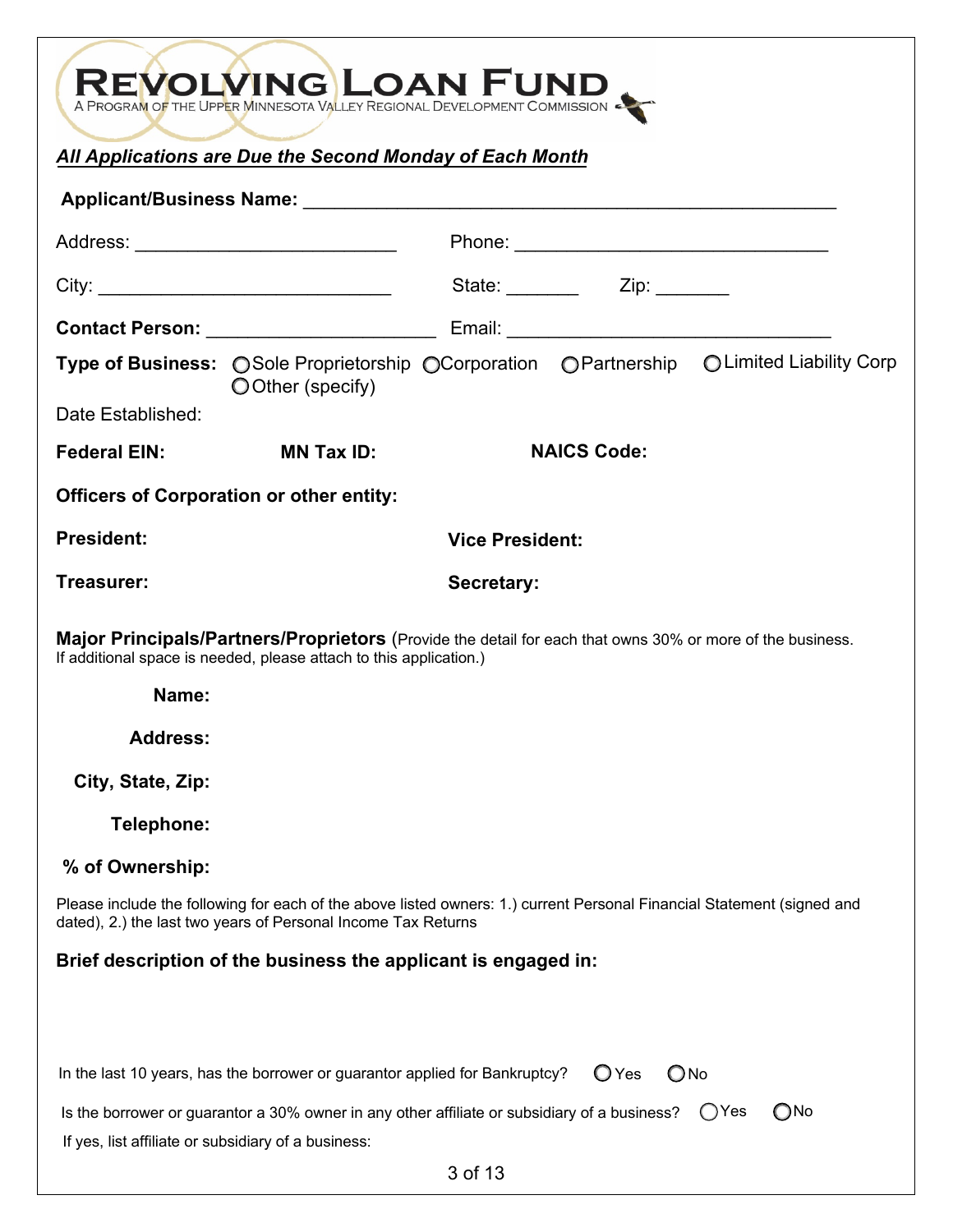# REVOLVING LOAN FUND

A PROGRAM OF THE UPPER MINNESOTA VALLEY REGIONAL DEVELOPMENT COMMISSION

***All Applications are Due the Second Monday of Each Month***

**Applicant/Business Name:** ___________________________________________________

Address: _________________________ Phone: ______________________________

City: ____________________________ State: _______ Zip: _______

**Contact Person:** ______________________ Email: ________________________________

**Type of Business:** ◯ Sole Proprietorship ◯ Corporation ◯ Partnership ◯ Limited Liability Corp ◯ Other (specify)

Date Established:

**Federal EIN:** **MN Tax ID:** **NAICS Code:**

**Officers of Corporation or other entity:**

**President:** **Vice President:**

**Treasurer:** **Secretary:**

**Major Principals/Partners/Proprietors** (Provide the detail for each that owns 30% or more of the business. If additional space is needed, please attach to this application.)

**Name:**

**Address:**

**City, State, Zip:**

**Telephone:**

**% of Ownership:**

Please include the following for each of the above listed owners: 1.) current Personal Financial Statement (signed and dated), 2.) the last two years of Personal Income Tax Returns

**Brief description of the business the applicant is engaged in:**

In the last 10 years, has the borrower or guarantor applied for Bankruptcy? ◯ Yes ◯ No

Is the borrower or guarantor a 30% owner in any other affiliate or subsidiary of a business? ◯ Yes ◯ No

If yes, list affiliate or subsidiary of a business: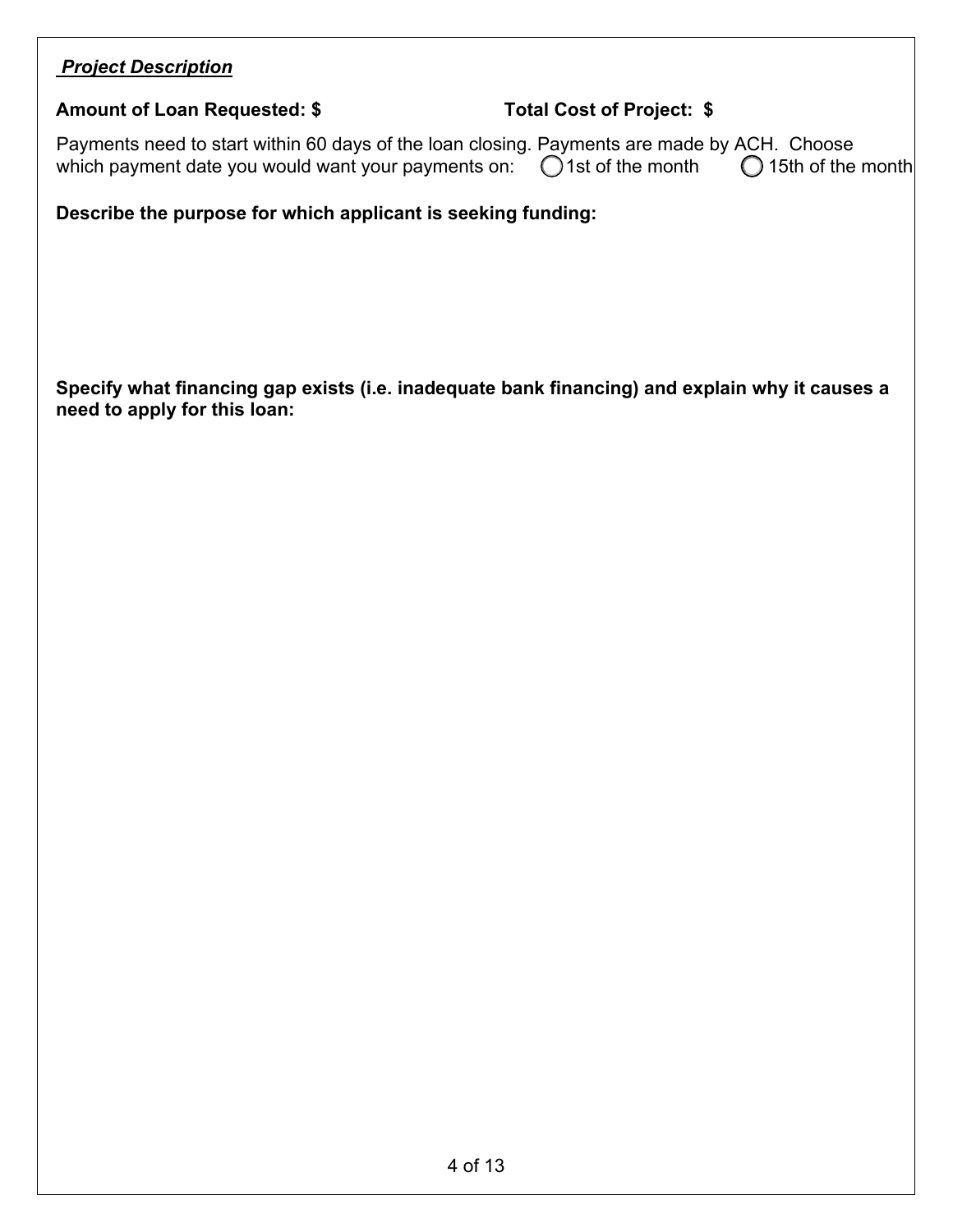***Project Description***

**Amount of Loan Requested: $** **Total Cost of Project: $**

Payments need to start within 60 days of the loan closing. Payments are made by ACH. Choose which payment date you would want your payments on: ◯ 1st of the month ◯ 15th of the month

**Describe the purpose for which applicant is seeking funding:**

**Specify what financing gap exists (i.e. inadequate bank financing) and explain why it causes a need to apply for this loan:**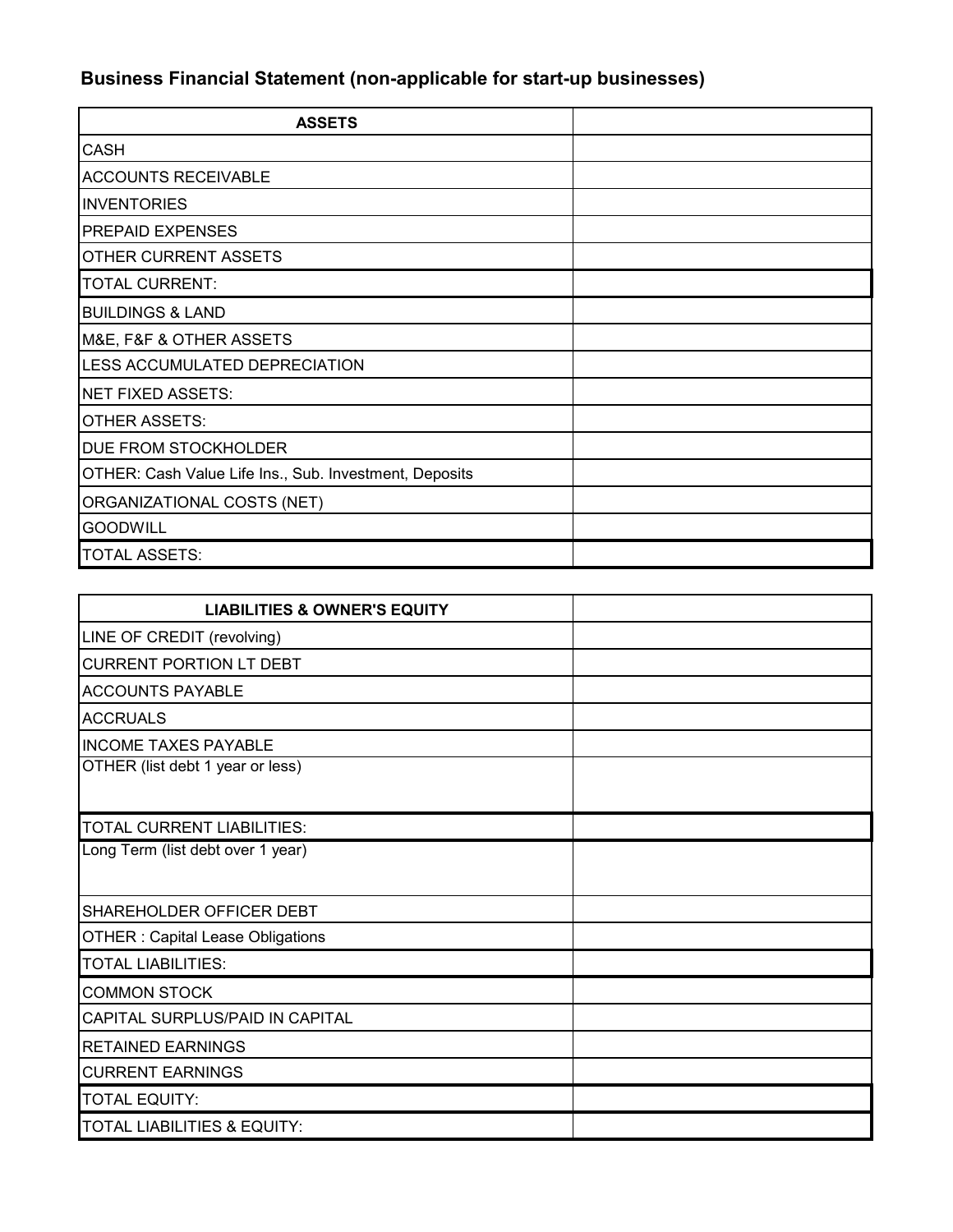## Business Financial Statement (non-applicable for start-up businesses)

| ASSETS | |
|---|---|
| CASH | |
| ACCOUNTS RECEIVABLE | |
| INVENTORIES | |
| PREPAID EXPENSES | |
| OTHER CURRENT ASSETS | |
| TOTAL CURRENT: | |
| BUILDINGS & LAND | |
| M&E, F&F & OTHER ASSETS | |
| LESS ACCUMULATED DEPRECIATION | |
| NET FIXED ASSETS: | |
| OTHER ASSETS: | |
| DUE FROM STOCKHOLDER | |
| OTHER: Cash Value Life Ins., Sub. Investment, Deposits | |
| ORGANIZATIONAL COSTS (NET) | |
| GOODWILL | |
| TOTAL ASSETS: | |

| LIABILITIES & OWNER'S EQUITY | |
|---|---|
| LINE OF CREDIT (revolving) | |
| CURRENT PORTION LT DEBT | |
| ACCOUNTS PAYABLE | |
| ACCRUALS | |
| INCOME TAXES PAYABLE | |
| OTHER (list debt 1 year or less) | |
| TOTAL CURRENT LIABILITIES: | |
| Long Term (list debt over 1 year) | |
| SHAREHOLDER OFFICER DEBT | |
| OTHER : Capital Lease Obligations | |
| TOTAL LIABILITIES: | |
| COMMON STOCK | |
| CAPITAL SURPLUS/PAID IN CAPITAL | |
| RETAINED EARNINGS | |
| CURRENT EARNINGS | |
| TOTAL EQUITY: | |
| TOTAL LIABILITIES & EQUITY: | |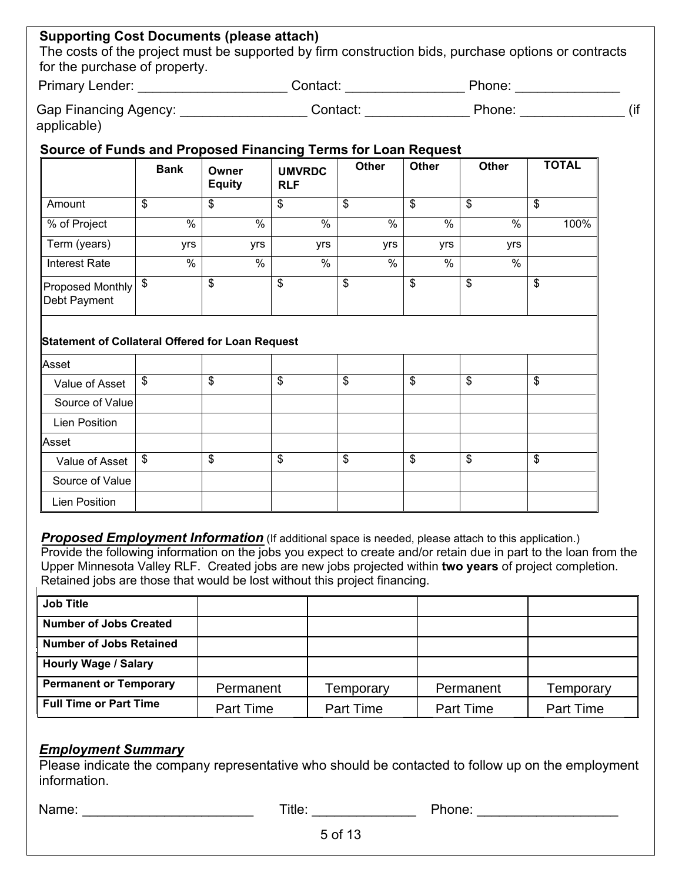**Supporting Cost Documents (please attach)**
The costs of the project must be supported by firm construction bids, purchase options or contracts for the purchase of property.

Primary Lender: ____________________ Contact: ________________ Phone: ______________

Gap Financing Agency: _________________ Contact: ______________ Phone: ______________ (if applicable)

**Source of Funds and Proposed Financing Terms for Loan Request**

| | **Bank** | **Owner Equity** | **UMVRDC RLF** | **Other** | **Other** | **Other** | **TOTAL** |
|---|---|---|---|---|---|---|---|
| Amount | $ | $ | $ | $ | $ | $ | $ |
| % of Project | % | % | % | % | % | % | 100% |
| Term (years) | yrs | yrs | yrs | yrs | yrs | yrs | |
| Interest Rate | % | % | % | % | % | % | |
| Proposed Monthly Debt Payment | $ | $ | $ | $ | $ | $ | $ |
| **Statement of Collateral Offered for Loan Request** | | | | | | | |
| Asset | | | | | | | |
| Value of Asset | $ | $ | $ | $ | $ | $ | $ |
| Source of Value | | | | | | | |
| Lien Position | | | | | | | |
| Asset | | | | | | | |
| Value of Asset | $ | $ | $ | $ | $ | $ | $ |
| Source of Value | | | | | | | |
| Lien Position | | | | | | | |

***Proposed Employment Information*** (If additional space is needed, please attach to this application.)
Provide the following information on the jobs you expect to create and/or retain due in part to the loan from the Upper Minnesota Valley RLF. Created jobs are new jobs projected within **two years** of project completion. Retained jobs are those that would be lost without this project financing.

| **Job Title** | | | | |
|---|---|---|---|---|
| **Number of Jobs Created** | | | | |
| **Number of Jobs Retained** | | | | |
| **Hourly Wage / Salary** | | | | |
| **Permanent or Temporary** | Permanent | Temporary | Permanent | Temporary |
| **Full Time or Part Time** | Part Time | Part Time | Part Time | Part Time |

***Employment Summary***
Please indicate the company representative who should be contacted to follow up on the employment information.

Name: _______________________ Title: ______________ Phone: ___________________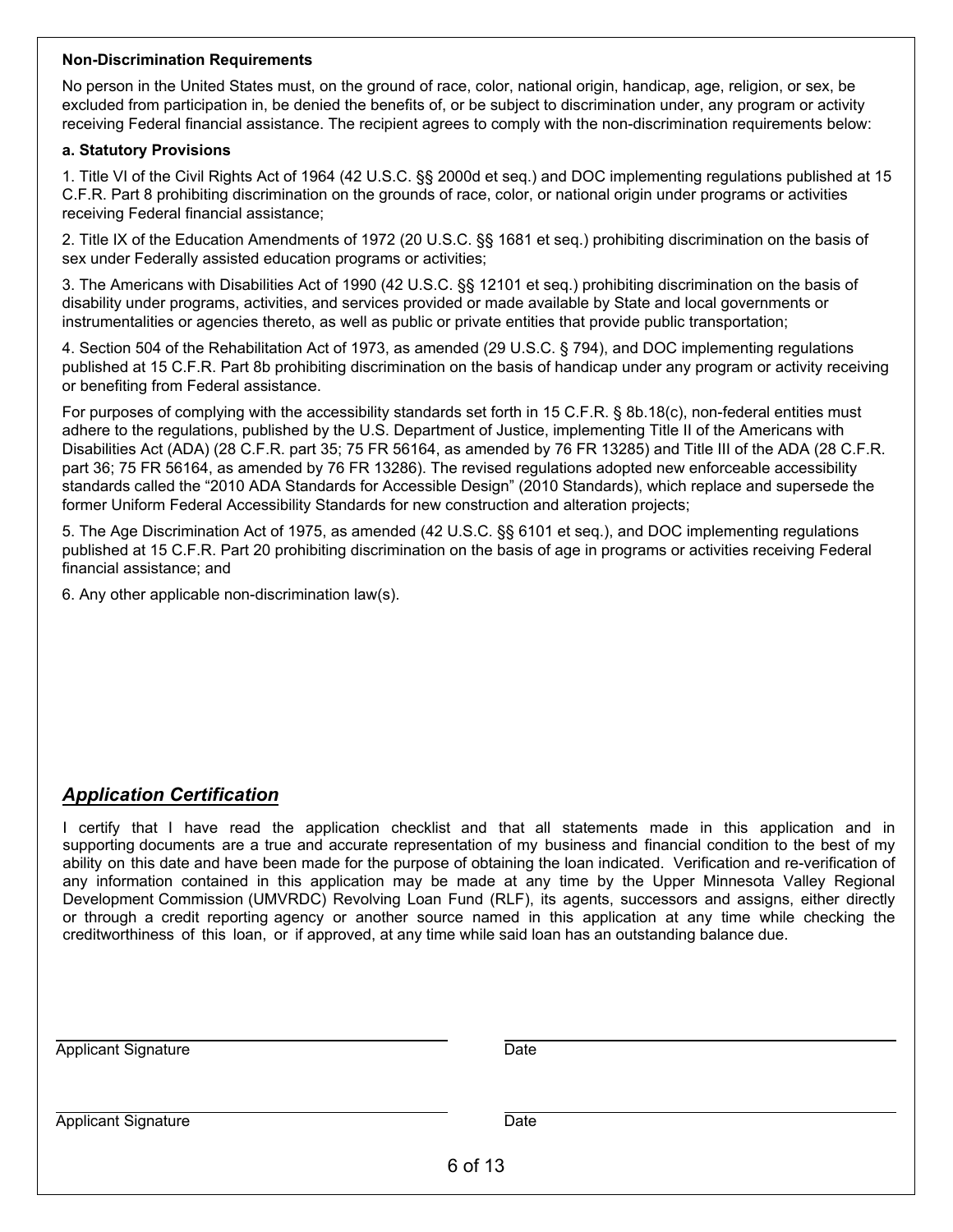**Non-Discrimination Requirements**

No person in the United States must, on the ground of race, color, national origin, handicap, age, religion, or sex, be excluded from participation in, be denied the benefits of, or be subject to discrimination under, any program or activity receiving Federal financial assistance. The recipient agrees to comply with the non-discrimination requirements below:

**a. Statutory Provisions**

1. Title VI of the Civil Rights Act of 1964 (42 U.S.C. §§ 2000d et seq.) and DOC implementing regulations published at 15 C.F.R. Part 8 prohibiting discrimination on the grounds of race, color, or national origin under programs or activities receiving Federal financial assistance;

2. Title IX of the Education Amendments of 1972 (20 U.S.C. §§ 1681 et seq.) prohibiting discrimination on the basis of sex under Federally assisted education programs or activities;

3. The Americans with Disabilities Act of 1990 (42 U.S.C. §§ 12101 et seq.) prohibiting discrimination on the basis of disability under programs, activities, and services provided or made available by State and local governments or instrumentalities or agencies thereto, as well as public or private entities that provide public transportation;

4. Section 504 of the Rehabilitation Act of 1973, as amended (29 U.S.C. § 794), and DOC implementing regulations published at 15 C.F.R. Part 8b prohibiting discrimination on the basis of handicap under any program or activity receiving or benefiting from Federal assistance.

For purposes of complying with the accessibility standards set forth in 15 C.F.R. § 8b.18(c), non-federal entities must adhere to the regulations, published by the U.S. Department of Justice, implementing Title II of the Americans with Disabilities Act (ADA) (28 C.F.R. part 35; 75 FR 56164, as amended by 76 FR 13285) and Title III of the ADA (28 C.F.R. part 36; 75 FR 56164, as amended by 76 FR 13286). The revised regulations adopted new enforceable accessibility standards called the "2010 ADA Standards for Accessible Design" (2010 Standards), which replace and supersede the former Uniform Federal Accessibility Standards for new construction and alteration projects;

5. The Age Discrimination Act of 1975, as amended (42 U.S.C. §§ 6101 et seq.), and DOC implementing regulations published at 15 C.F.R. Part 20 prohibiting discrimination on the basis of age in programs or activities receiving Federal financial assistance; and

6. Any other applicable non-discrimination law(s).

## *Application Certification*

I certify that I have read the application checklist and that all statements made in this application and in supporting documents are a true and accurate representation of my business and financial condition to the best of my ability on this date and have been made for the purpose of obtaining the loan indicated. Verification and re-verification of any information contained in this application may be made at any time by the Upper Minnesota Valley Regional Development Commission (UMVRDC) Revolving Loan Fund (RLF), its agents, successors and assigns, either directly or through a credit reporting agency or another source named in this application at any time while checking the creditworthiness of this loan, or if approved, at any time while said loan has an outstanding balance due.

Applicant Signature _______________________ Date _______________________

Applicant Signature _______________________ Date _______________________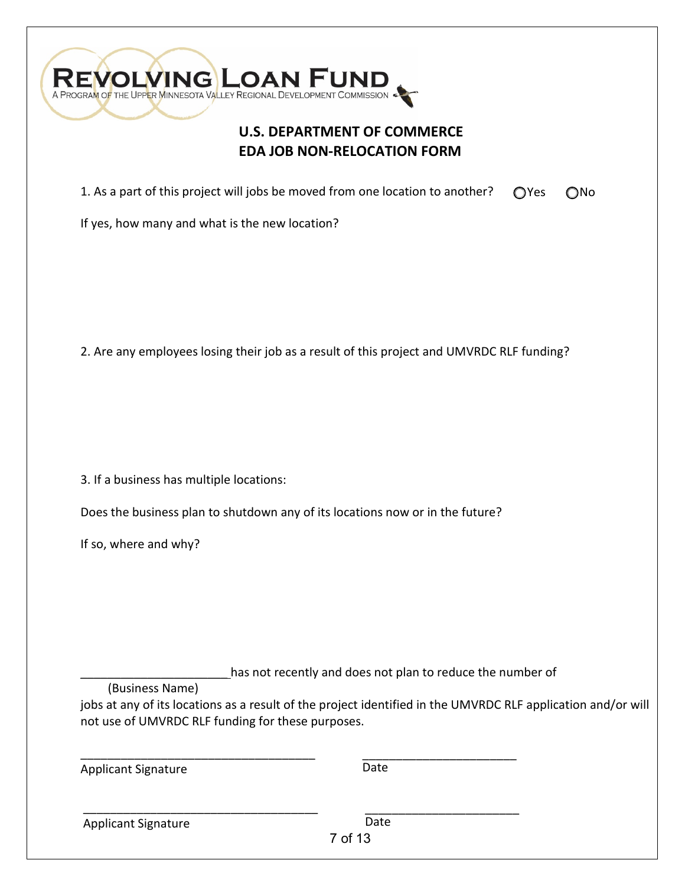# REVOLVING LOAN FUND

A PROGRAM OF THE UPPER MINNESOTA VALLEY REGIONAL DEVELOPMENT COMMISSION

## U.S. DEPARTMENT OF COMMERCE
## EDA JOB NON-RELOCATION FORM

1. As a part of this project will jobs be moved from one location to another? ◯Yes ◯No

If yes, how many and what is the new location?

2. Are any employees losing their job as a result of this project and UMVRDC RLF funding?

3. If a business has multiple locations:

Does the business plan to shutdown any of its locations now or in the future?

If so, where and why?

______________________has not recently and does not plan to reduce the number of
(Business Name)
jobs at any of its locations as a result of the project identified in the UMVRDC RLF application and/or will not use of UMVRDC RLF funding for these purposes.

___________________________________ ______________________
Applicant Signature Date

___________________________________ ______________________
Applicant Signature Date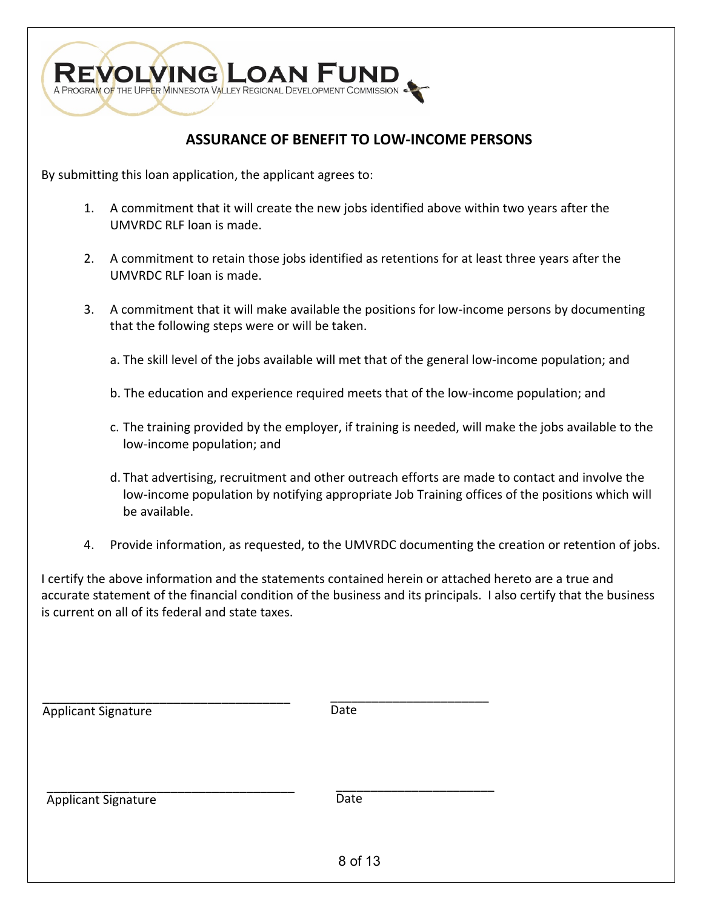# REVOLVING LOAN FUND

A PROGRAM OF THE UPPER MINNESOTA VALLEY REGIONAL DEVELOPMENT COMMISSION

## ASSURANCE OF BENEFIT TO LOW-INCOME PERSONS

By submitting this loan application, the applicant agrees to:

1. A commitment that it will create the new jobs identified above within two years after the UMVRDC RLF loan is made.

2. A commitment to retain those jobs identified as retentions for at least three years after the UMVRDC RLF loan is made.

3. A commitment that it will make available the positions for low-income persons by documenting that the following steps were or will be taken.

   a. The skill level of the jobs available will met that of the general low-income population; and

   b. The education and experience required meets that of the low-income population; and

   c. The training provided by the employer, if training is needed, will make the jobs available to the low-income population; and

   d. That advertising, recruitment and other outreach efforts are made to contact and involve the low-income population by notifying appropriate Job Training offices of the positions which will be available.

4. Provide information, as requested, to the UMVRDC documenting the creation or retention of jobs.

I certify the above information and the statements contained herein or attached hereto are a true and accurate statement of the financial condition of the business and its principals. I also certify that the business is current on all of its federal and state taxes.

_____________________________________ &nbsp;&nbsp;&nbsp;&nbsp; ________________________

Applicant Signature &nbsp;&nbsp;&nbsp;&nbsp; Date

_____________________________________ &nbsp;&nbsp;&nbsp;&nbsp; ________________________

Applicant Signature &nbsp;&nbsp;&nbsp;&nbsp; Date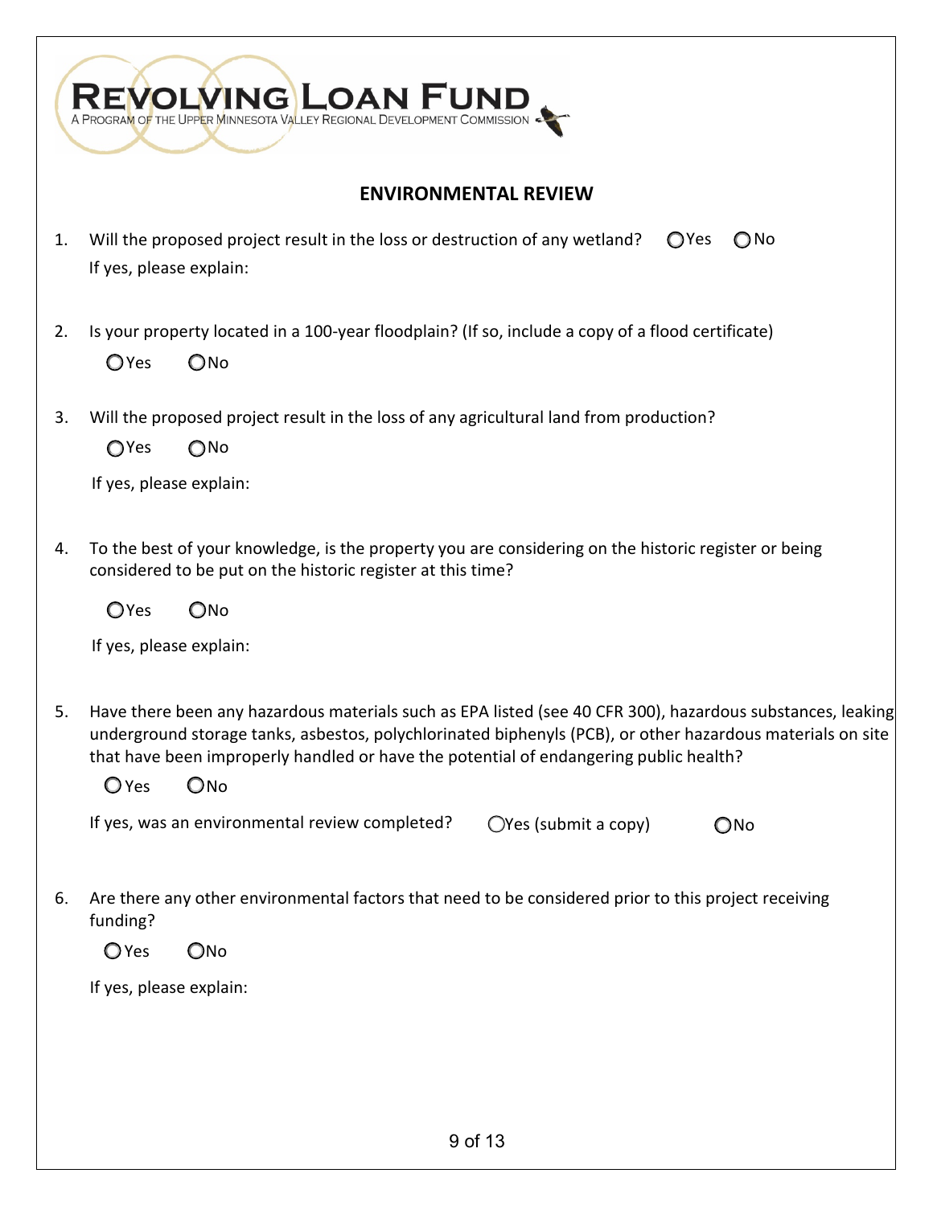**REVOLVING LOAN FUND**
A PROGRAM OF THE UPPER MINNESOTA VALLEY REGIONAL DEVELOPMENT COMMISSION

## ENVIRONMENTAL REVIEW

1. Will the proposed project result in the loss or destruction of any wetland? ◯ Yes ◯ No

   If yes, please explain:

2. Is your property located in a 100-year floodplain? (If so, include a copy of a flood certificate)

   ◯ Yes ◯ No

3. Will the proposed project result in the loss of any agricultural land from production?

   ◯ Yes ◯ No

   If yes, please explain:

4. To the best of your knowledge, is the property you are considering on the historic register or being considered to be put on the historic register at this time?

   ◯ Yes ◯ No

   If yes, please explain:

5. Have there been any hazardous materials such as EPA listed (see 40 CFR 300), hazardous substances, leaking underground storage tanks, asbestos, polychlorinated biphenyls (PCB), or other hazardous materials on site that have been improperly handled or have the potential of endangering public health?

   ◯ Yes ◯ No

   If yes, was an environmental review completed? ◯ Yes (submit a copy) ◯ No

6. Are there any other environmental factors that need to be considered prior to this project receiving funding?

   ◯ Yes ◯ No

   If yes, please explain: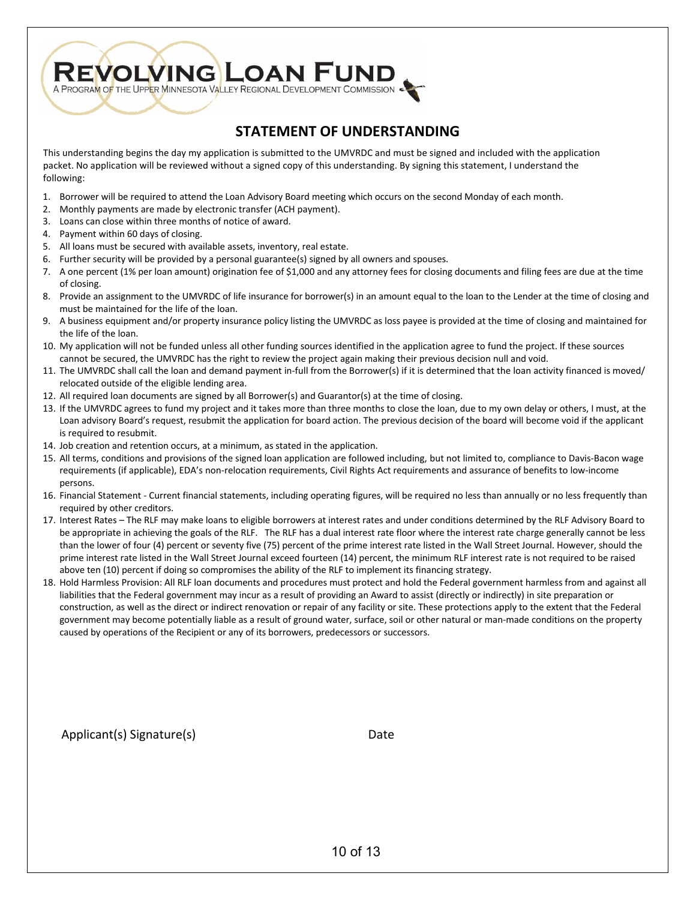# REVOLVING LOAN FUND

A PROGRAM OF THE UPPER MINNESOTA VALLEY REGIONAL DEVELOPMENT COMMISSION

## STATEMENT OF UNDERSTANDING

This understanding begins the day my application is submitted to the UMVRDC and must be signed and included with the application packet. No application will be reviewed without a signed copy of this understanding. By signing this statement, I understand the following:

1. Borrower will be required to attend the Loan Advisory Board meeting which occurs on the second Monday of each month.
2. Monthly payments are made by electronic transfer (ACH payment).
3. Loans can close within three months of notice of award.
4. Payment within 60 days of closing.
5. All loans must be secured with available assets, inventory, real estate.
6. Further security will be provided by a personal guarantee(s) signed by all owners and spouses.
7. A one percent (1% per loan amount) origination fee of $1,000 and any attorney fees for closing documents and filing fees are due at the time of closing.
8. Provide an assignment to the UMVRDC of life insurance for borrower(s) in an amount equal to the loan to the Lender at the time of closing and must be maintained for the life of the loan.
9. A business equipment and/or property insurance policy listing the UMVRDC as loss payee is provided at the time of closing and maintained for the life of the loan.
10. My application will not be funded unless all other funding sources identified in the application agree to fund the project. If these sources cannot be secured, the UMVRDC has the right to review the project again making their previous decision null and void.
11. The UMVRDC shall call the loan and demand payment in-full from the Borrower(s) if it is determined that the loan activity financed is moved/ relocated outside of the eligible lending area.
12. All required loan documents are signed by all Borrower(s) and Guarantor(s) at the time of closing.
13. If the UMVRDC agrees to fund my project and it takes more than three months to close the loan, due to my own delay or others, I must, at the Loan advisory Board's request, resubmit the application for board action. The previous decision of the board will become void if the applicant is required to resubmit.
14. Job creation and retention occurs, at a minimum, as stated in the application.
15. All terms, conditions and provisions of the signed loan application are followed including, but not limited to, compliance to Davis-Bacon wage requirements (if applicable), EDA's non-relocation requirements, Civil Rights Act requirements and assurance of benefits to low-income persons.
16. Financial Statement - Current financial statements, including operating figures, will be required no less than annually or no less frequently than required by other creditors.
17. Interest Rates – The RLF may make loans to eligible borrowers at interest rates and under conditions determined by the RLF Advisory Board to be appropriate in achieving the goals of the RLF. The RLF has a dual interest rate floor where the interest rate charge generally cannot be less than the lower of four (4) percent or seventy five (75) percent of the prime interest rate listed in the Wall Street Journal. However, should the prime interest rate listed in the Wall Street Journal exceed fourteen (14) percent, the minimum RLF interest rate is not required to be raised above ten (10) percent if doing so compromises the ability of the RLF to implement its financing strategy.
18. Hold Harmless Provision: All RLF loan documents and procedures must protect and hold the Federal government harmless from and against all liabilities that the Federal government may incur as a result of providing an Award to assist (directly or indirectly) in site preparation or construction, as well as the direct or indirect renovation or repair of any facility or site. These protections apply to the extent that the Federal government may become potentially liable as a result of ground water, surface, soil or other natural or man-made conditions on the property caused by operations of the Recipient or any of its borrowers, predecessors or successors.

Applicant(s) Signature(s) Date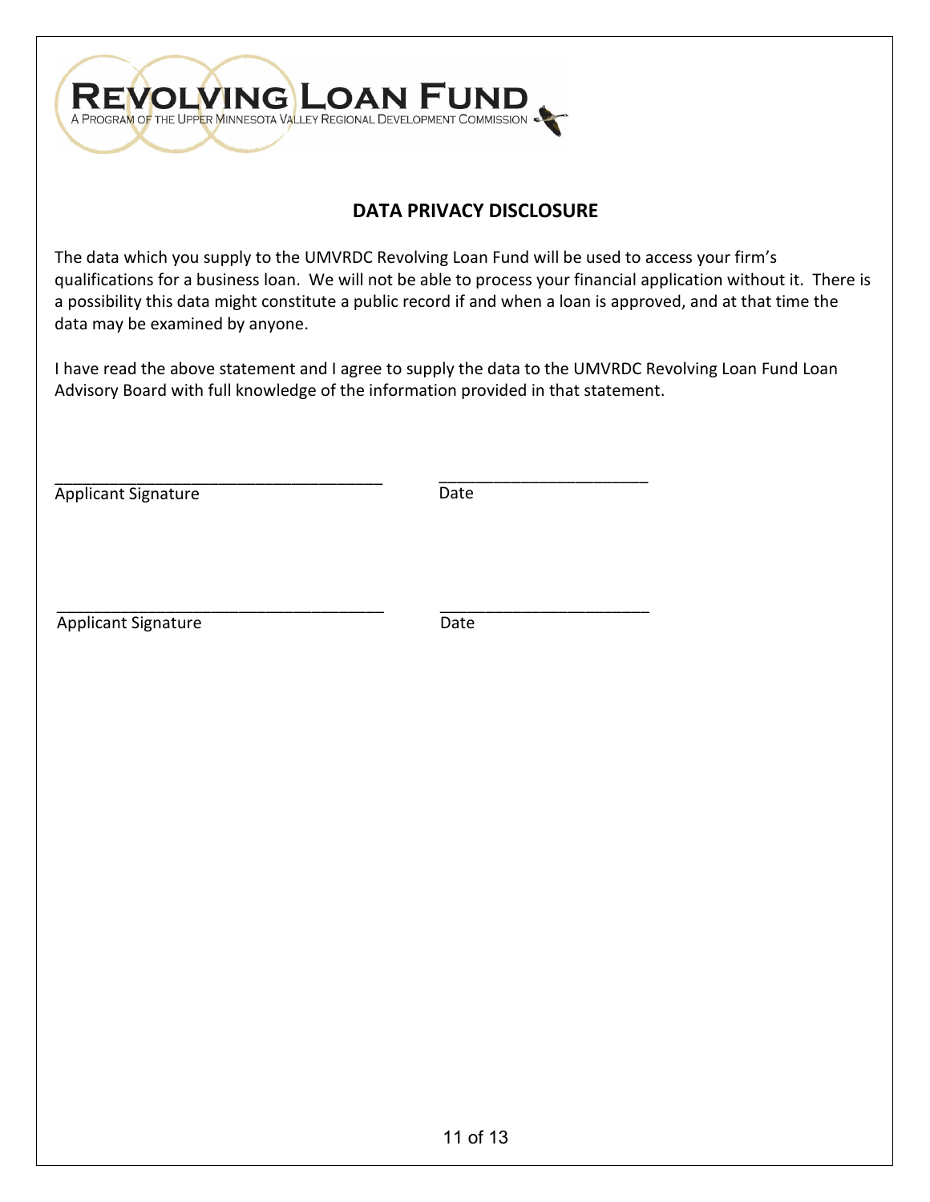# REVOLVING LOAN FUND

A PROGRAM OF THE UPPER MINNESOTA VALLEY REGIONAL DEVELOPMENT COMMISSION

## DATA PRIVACY DISCLOSURE

The data which you supply to the UMVRDC Revolving Loan Fund will be used to access your firm's qualifications for a business loan. We will not be able to process your financial application without it. There is a possibility this data might constitute a public record if and when a loan is approved, and at that time the data may be examined by anyone.

I have read the above statement and I agree to supply the data to the UMVRDC Revolving Loan Fund Loan Advisory Board with full knowledge of the information provided in that statement.

_____________________________________ _______________________

Applicant Signature Date

_____________________________________ _______________________

Applicant Signature Date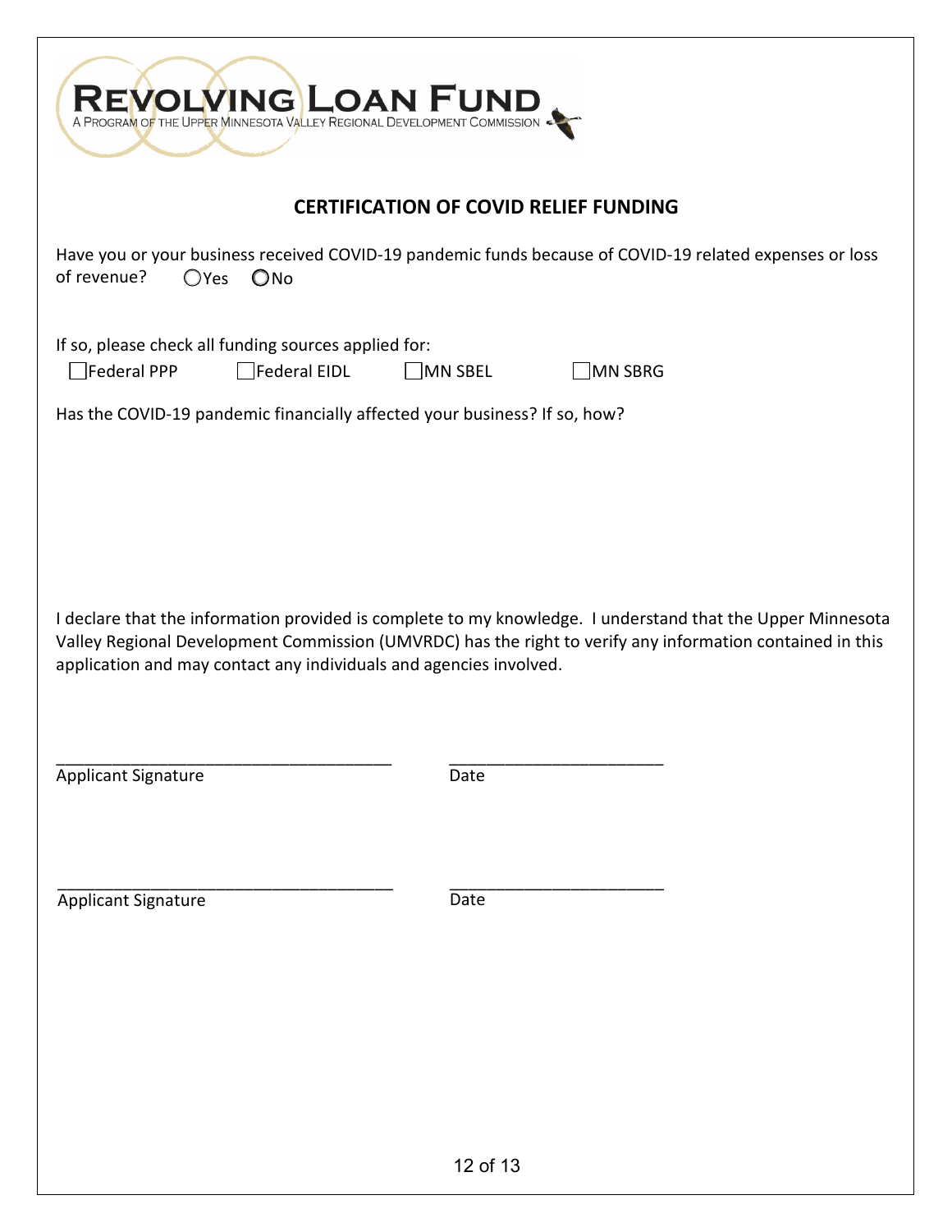**REVOLVING LOAN FUND**
A PROGRAM OF THE UPPER MINNESOTA VALLEY REGIONAL DEVELOPMENT COMMISSION

## CERTIFICATION OF COVID RELIEF FUNDING

Have you or your business received COVID-19 pandemic funds because of COVID-19 related expenses or loss of revenue? ◯Yes ◯No

If so, please check all funding sources applied for:

☐Federal PPP ☐Federal EIDL ☐MN SBEL ☐MN SBRG

Has the COVID-19 pandemic financially affected your business? If so, how?

I declare that the information provided is complete to my knowledge. I understand that the Upper Minnesota Valley Regional Development Commission (UMVRDC) has the right to verify any information contained in this application and may contact any individuals and agencies involved.

\_\_\_\_\_\_\_\_\_\_\_\_\_\_\_\_\_\_\_\_\_\_\_\_\_\_\_\_\_\_\_\_\_\_\_\_\_ \_\_\_\_\_\_\_\_\_\_\_\_\_\_\_\_\_\_\_\_\_\_\_\_
Applicant Signature Date

\_\_\_\_\_\_\_\_\_\_\_\_\_\_\_\_\_\_\_\_\_\_\_\_\_\_\_\_\_\_\_\_\_\_\_\_\_ \_\_\_\_\_\_\_\_\_\_\_\_\_\_\_\_\_\_\_\_\_\_\_\_
Applicant Signature Date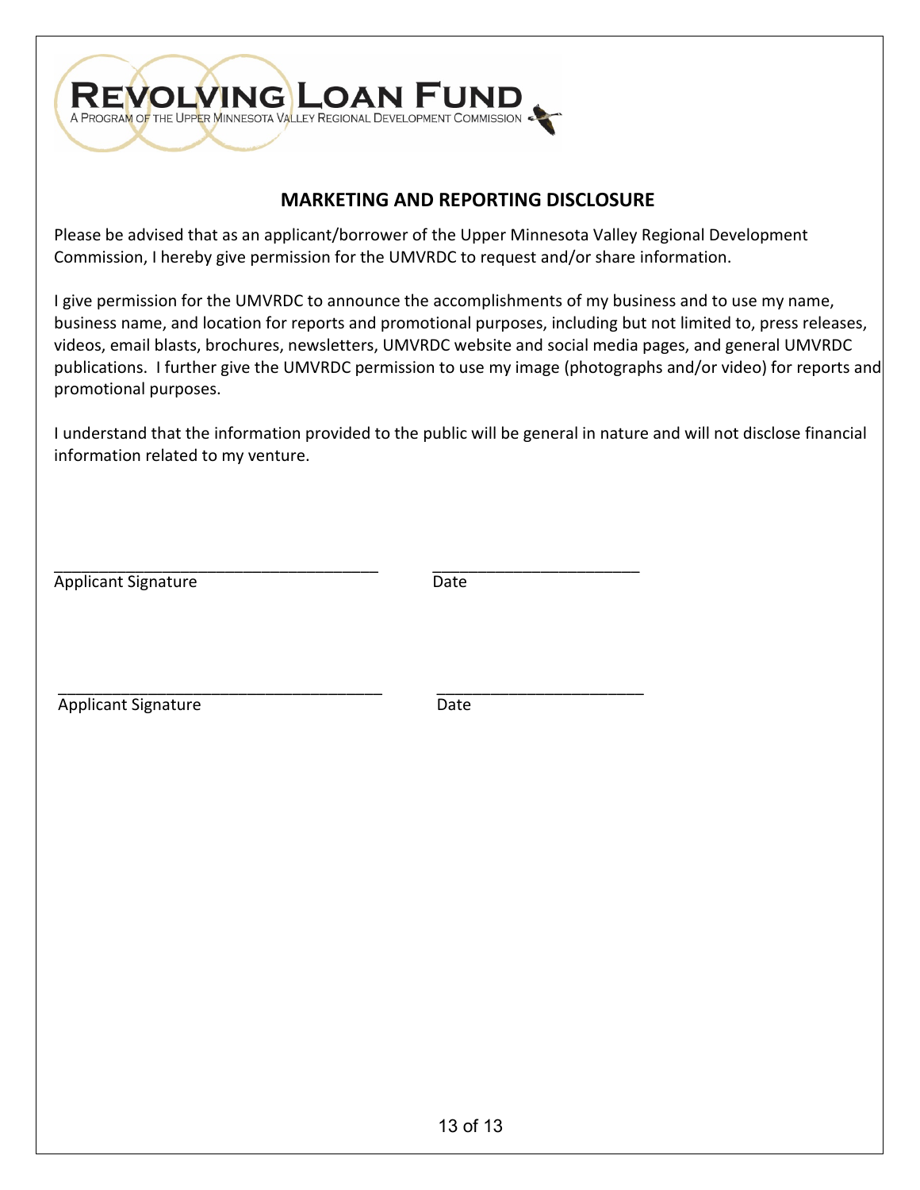REVOLVING LOAN FUND
A PROGRAM OF THE UPPER MINNESOTA VALLEY REGIONAL DEVELOPMENT COMMISSION

## MARKETING AND REPORTING DISCLOSURE

Please be advised that as an applicant/borrower of the Upper Minnesota Valley Regional Development Commission, I hereby give permission for the UMVRDC to request and/or share information.

I give permission for the UMVRDC to announce the accomplishments of my business and to use my name, business name, and location for reports and promotional purposes, including but not limited to, press releases, videos, email blasts, brochures, newsletters, UMVRDC website and social media pages, and general UMVRDC publications. I further give the UMVRDC permission to use my image (photographs and/or video) for reports and promotional purposes.

I understand that the information provided to the public will be general in nature and will not disclose financial information related to my venture.

_____________________________________ _______________________
Applicant Signature Date

_____________________________________ _______________________
Applicant Signature Date